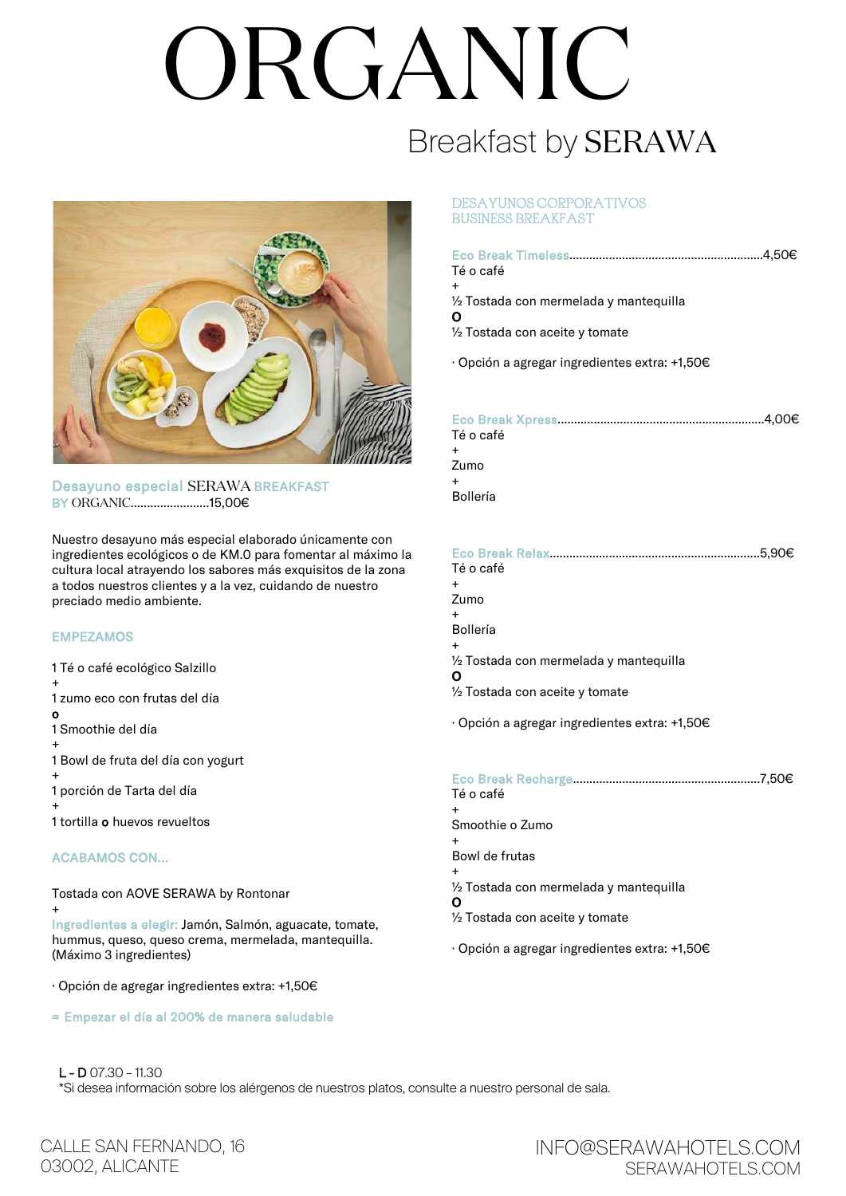# ORGANIC

## Breakfast by SERAWA

### Desayuno especial SERAWA BREAKFAST BY ORGANIC........................15,00€

Nuestro desayuno más especial elaborado únicamente con ingredientes ecológicos o de KM.0 para fomentar al máximo la cultura local atrayendo los sabores más exquisitos de la zona a todos nuestros clientes y a la vez, cuidando de nuestro preciado medio ambiente.

#### EMPEZAMOS

1 Té o café ecológico Salzillo
+
1 zumo eco con frutas del día
**o**
1 Smoothie del día
+
1 Bowl de fruta del día con yogurt
+
1 porción de Tarta del día
+
1 tortilla **o** huevos revueltos

#### ACABAMOS CON...

Tostada con AOVE SERAWA by Rontonar
+
Ingredientes a elegir: Jamón, Salmón, aguacate, tomate, hummus, queso, queso crema, mermelada, mantequilla. (Máximo 3 ingredientes)

· Opción de agregar ingredientes extra: +1,50€

= Empezar el día al 200% de manera saludable

### DESAYUNOS CORPORATIVOS
### BUSINESS BREAKFAST

**Eco Break Timeless**..........................................................4,50€
Té o café
+
½ Tostada con mermelada y mantequilla
**O**
½ Tostada con aceite y tomate

· Opción a agregar ingredientes extra: +1,50€

**Eco Break Xpress**..............................................................4,00€
Té o café
+
Zumo
+
Bollería

**Eco Break Relax**...............................................................5,90€
Té o café
+
Zumo
+
Bollería
+
½ Tostada con mermelada y mantequilla
**O**
½ Tostada con aceite y tomate

· Opción a agregar ingredientes extra: +1,50€

**Eco Break Recharge**.........................................................7,50€
Té o café
+
Smoothie o Zumo
+
Bowl de frutas
+
½ Tostada con mermelada y mantequilla
**O**
½ Tostada con aceite y tomate

· Opción a agregar ingredientes extra: +1,50€

L - D 07.30 – 11.30
*Si desea información sobre los alérgenos de nuestros platos, consulte a nuestro personal de sala.

CALLE SAN FERNANDO, 16
03002, ALICANTE

INFO@SERAWAHOTELS.COM
SERAWAHOTELS.COM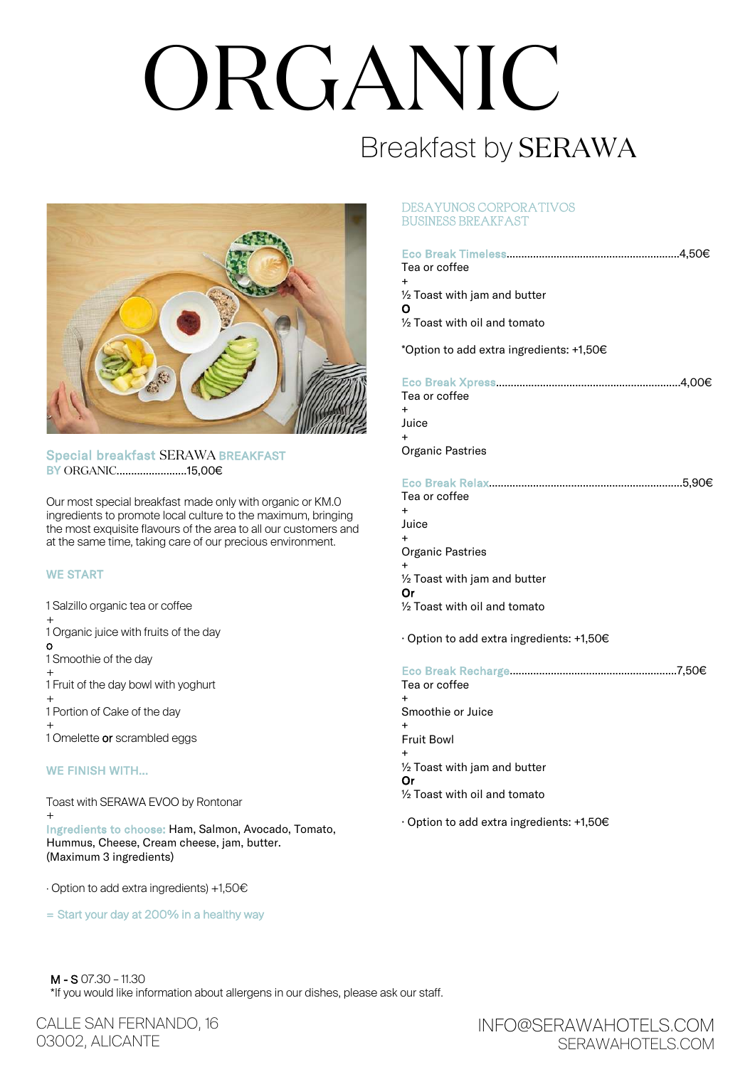# ORGANIC

## Breakfast by SERAWA

### Special breakfast SERAWA BREAKFAST BY ORGANIC........................15,00€

Our most special breakfast made only with organic or KM.0 ingredients to promote local culture to the maximum, bringing the most exquisite flavours of the area to all our customers and at the same time, taking care of our precious environment.

#### WE START

1 Salzillo organic tea or coffee
+
1 Organic juice with fruits of the day
o
1 Smoothie of the day
+
1 Fruit of the day bowl with yoghurt
+
1 Portion of Cake of the day
+
1 Omelette **or** scrambled eggs

#### WE FINISH WITH...

Toast with SERAWA EVOO by Rontonar
+
Ingredients to choose: Ham, Salmon, Avocado, Tomato, Hummus, Cheese, Cream cheese, jam, butter.
(Maximum 3 ingredients)

· Option to add extra ingredients) +1,50€

= Start your day at 200% in a healthy way

### DESAYUNOS CORPORATIVOS
### BUSINESS BREAKFAST

**Eco Break Timeless**..........................................................4,50€
Tea or coffee
+
½ Toast with jam and butter
**O**
½ Toast with oil and tomato

*Option to add extra ingredients: +1,50€

**Eco Break Xpress**..............................................................4,00€
Tea or coffee
+
Juice
+
Organic Pastries

**Eco Break Relax**.................................................................5,90€
Tea or coffee
+
Juice
+
Organic Pastries
+
½ Toast with jam and butter
**Or**
½ Toast with oil and tomato

· Option to add extra ingredients: +1,50€

**Eco Break Recharge**........................................................7,50€
Tea or coffee
+
Smoothie or Juice
+
Fruit Bowl
+
½ Toast with jam and butter
**Or**
½ Toast with oil and tomato

· Option to add extra ingredients: +1,50€

**M - S** 07.30 – 11.30
*If you would like information about allergens in our dishes, please ask our staff.

CALLE SAN FERNANDO, 16
03002, ALICANTE

INFO@SERAWAHOTELS.COM
SERAWAHOTELS.COM